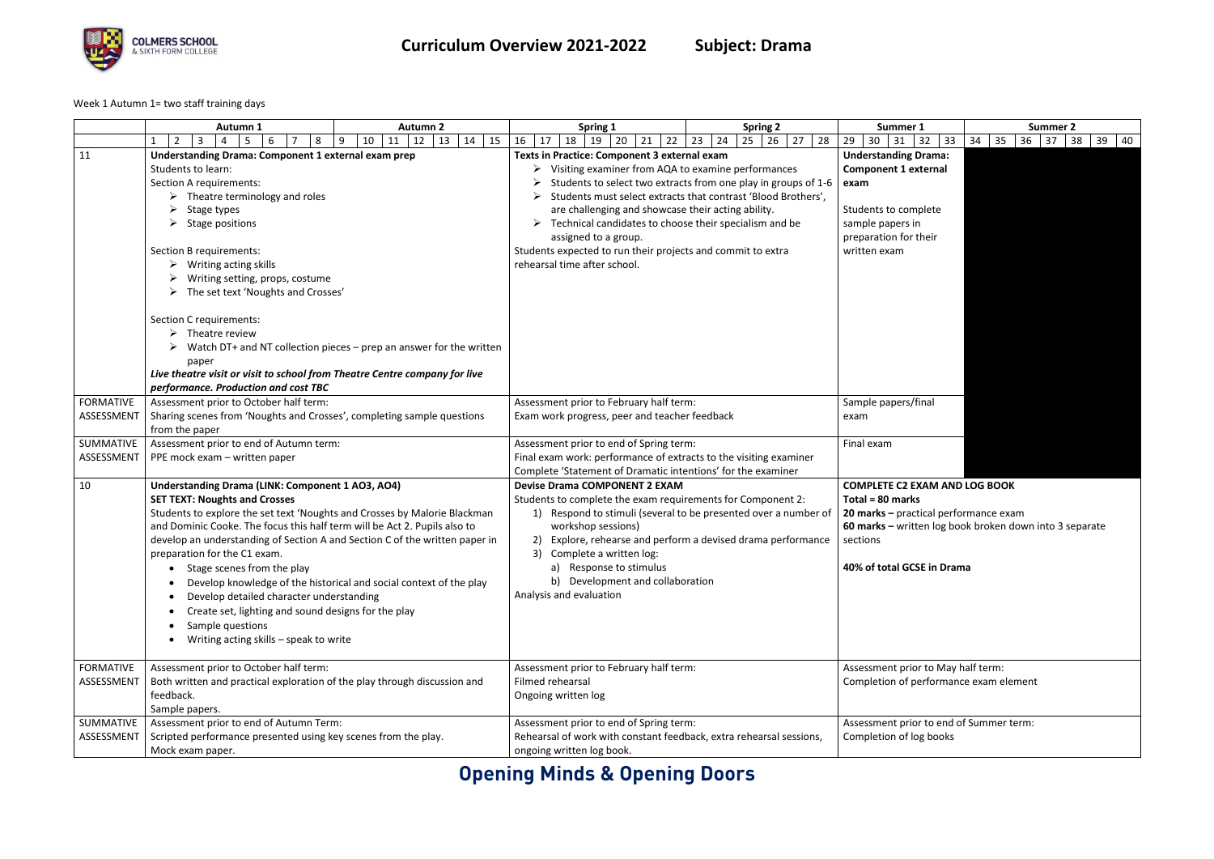# Curriculum Overview 2021-2022 Subject: Drama

Week 1 Autumn 1= two staff training days

| | Autumn 1 (Weeks 1–8) / Autumn 2 (Weeks 9–15) | Spring 1 (Weeks 16–22) / Spring 2 (Weeks 23–28) | Summer 1 (Weeks 29–33) / Summer 2 (Weeks 34–40) |
|---|---|---|---|
| 11 | **Understanding Drama: Component 1 external exam prep**<br>Students to learn:<br>Section A requirements:<br>➢ Theatre terminology and roles<br>➢ Stage types<br>➢ Stage positions<br><br>Section B requirements:<br>➢ Writing acting skills<br>➢ Writing setting, props, costume<br>➢ The set text 'Noughts and Crosses'<br><br>Section C requirements:<br>➢ Theatre review<br>➢ Watch DT+ and NT collection pieces – prep an answer for the written paper<br>***Live theatre visit or visit to school from Theatre Centre company for live performance. Production and cost TBC*** | **Texts in Practice: Component 3 external exam**<br>➢ Visiting examiner from AQA to examine performances<br>➢ Students to select two extracts from one play in groups of 1-6<br>➢ Students must select extracts that contrast 'Blood Brothers', are challenging and showcase their acting ability.<br>➢ Technical candidates to choose their specialism and be assigned to a group.<br>Students expected to run their projects and commit to extra rehearsal time after school. | **Understanding Drama: Component 1 external exam**<br><br>Students to complete sample papers in preparation for their written exam |
| FORMATIVE ASSESSMENT | Assessment prior to October half term:<br>Sharing scenes from 'Noughts and Crosses', completing sample questions from the paper | Assessment prior to February half term:<br>Exam work progress, peer and teacher feedback | Sample papers/final exam |
| SUMMATIVE ASSESSMENT | Assessment prior to end of Autumn term:<br>PPE mock exam – written paper | Assessment prior to end of Spring term:<br>Final exam work: performance of extracts to the visiting examiner<br>Complete 'Statement of Dramatic intentions' for the examiner | Final exam |
| 10 | **Understanding Drama (LINK: Component 1 AO3, AO4)**<br>**SET TEXT: Noughts and Crosses**<br>Students to explore the set text 'Noughts and Crosses by Malorie Blackman and Dominic Cooke. The focus this half term will be Act 2. Pupils also to develop an understanding of Section A and Section C of the written paper in preparation for the C1 exam.<br>• Stage scenes from the play<br>• Develop knowledge of the historical and social context of the play<br>• Develop detailed character understanding<br>• Create set, lighting and sound designs for the play<br>• Sample questions<br>• Writing acting skills – speak to write | **Devise Drama COMPONENT 2 EXAM**<br>Students to complete the exam requirements for Component 2:<br>1) Respond to stimuli (several to be presented over a number of workshop sessions)<br>2) Explore, rehearse and perform a devised drama performance<br>3) Complete a written log:<br>a) Response to stimulus<br>b) Development and collaboration<br>Analysis and evaluation | **COMPLETE C2 EXAM AND LOG BOOK**<br>**Total = 80 marks**<br>**20 marks –** practical performance exam<br>**60 marks –** written log book broken down into 3 separate sections<br><br>**40% of total GCSE in Drama** |
| FORMATIVE ASSESSMENT | Assessment prior to October half term:<br>Both written and practical exploration of the play through discussion and feedback.<br>Sample papers. | Assessment prior to February half term:<br>Filmed rehearsal<br>Ongoing written log | Assessment prior to May half term:<br>Completion of performance exam element |
| SUMMATIVE ASSESSMENT | Assessment prior to end of Autumn Term:<br>Scripted performance presented using key scenes from the play.<br>Mock exam paper. | Assessment prior to end of Spring term:<br>Rehearsal of work with constant feedback, extra rehearsal sessions, ongoing written log book. | Assessment prior to end of Summer term:<br>Completion of log books |

**Opening Minds & Opening Doors**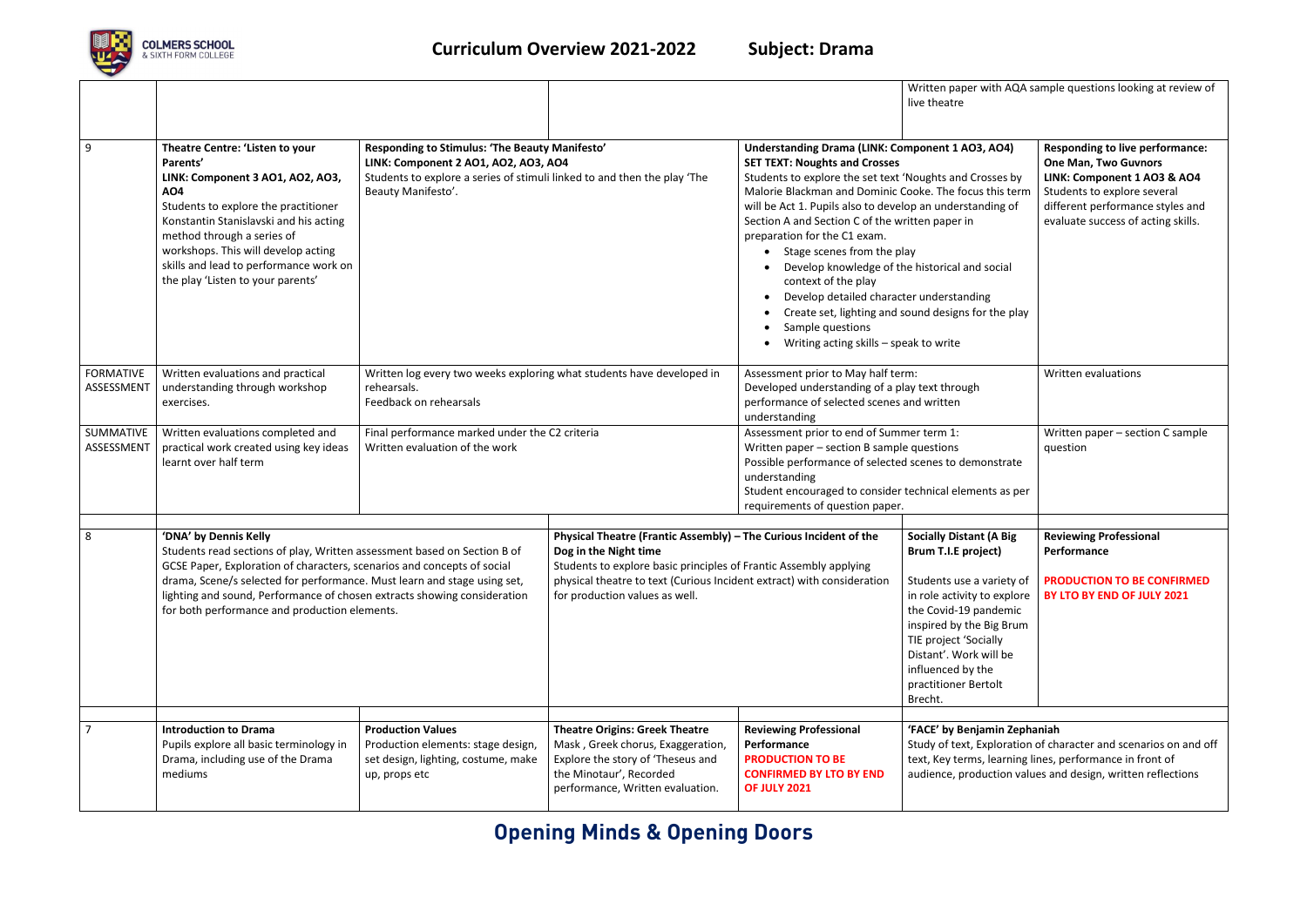| | | | | | | |
|---|---|---|---|---|---|---|
| | | | | | Written paper with AQA sample questions looking at review of live theatre | |
| 9 | **Theatre Centre: 'Listen to your Parents'** **LINK: Component 3 AO1, AO2, AO3, AO4** Students to explore the practitioner Konstantin Stanislavski and his acting method through a series of workshops. This will develop acting skills and lead to performance work on the play 'Listen to your parents' | **Responding to Stimulus: 'The Beauty Manifesto'** **LINK: Component 2 AO1, AO2, AO3, AO4** Students to explore a series of stimuli linked to and then the play 'The Beauty Manifesto'. | | **Understanding Drama (LINK: Component 1 AO3, AO4)** **SET TEXT: Noughts and Crosses** Students to explore the set text 'Noughts and Crosses by Malorie Blackman and Dominic Cooke. The focus this term will be Act 1. Pupils also to develop an understanding of Section A and Section C of the written paper in preparation for the C1 exam. <br>• Stage scenes from the play <br>• Develop knowledge of the historical and social context of the play <br>• Develop detailed character understanding <br>• Create set, lighting and sound designs for the play <br>• Sample questions <br>• Writing acting skills – speak to write | | **Responding to live performance: One Man, Two Guvnors** **LINK: Component 1 AO3 & AO4** Students to explore several different performance styles and evaluate success of acting skills. |
| FORMATIVE ASSESSMENT | Written evaluations and practical understanding through workshop exercises. | Written log every two weeks exploring what students have developed in rehearsals. Feedback on rehearsals | | Assessment prior to May half term: Developed understanding of a play text through performance of selected scenes and written understanding | | Written evaluations |
| SUMMATIVE ASSESSMENT | Written evaluations completed and practical work created using key ideas learnt over half term | Final performance marked under the C2 criteria Written evaluation of the work | | Assessment prior to end of Summer term 1: Written paper – section B sample questions Possible performance of selected scenes to demonstrate understanding Student encouraged to consider technical elements as per requirements of question paper. | | Written paper – section C sample question |
| 8 | **'DNA' by Dennis Kelly** Students read sections of play, Written assessment based on Section B of GCSE Paper, Exploration of characters, scenarios and concepts of social drama, Scene/s selected for performance. Must learn and stage using set, lighting and sound, Performance of chosen extracts showing consideration for both performance and production elements. | | **Physical Theatre (Frantic Assembly) – The Curious Incident of the Dog in the Night time** Students to explore basic principles of Frantic Assembly applying physical theatre to text (Curious Incident extract) with consideration for production values as well. | | **Socially Distant (A Big Brum T.I.E project)** Students use a variety of in role activity to explore the Covid-19 pandemic inspired by the Big Brum TIE project 'Socially Distant'. Work will be influenced by the practitioner Bertolt Brecht. | **Reviewing Professional Performance** **PRODUCTION TO BE CONFIRMED BY LTO BY END OF JULY 2021** |
| 7 | **Introduction to Drama** Pupils explore all basic terminology in Drama, including use of the Drama mediums | **Production Values** Production elements: stage design, set design, lighting, costume, make up, props etc | **Theatre Origins: Greek Theatre** Mask , Greek chorus, Exaggeration, Explore the story of 'Theseus and the Minotaur', Recorded performance, Written evaluation. | **Reviewing Professional Performance** **PRODUCTION TO BE CONFIRMED BY LTO BY END OF JULY 2021** | **'FACE' by Benjamin Zephaniah** Study of text, Exploration of character and scenarios on and off text, Key terms, learning lines, performance in front of audience, production values and design, written reflections | |

**Opening Minds & Opening Doors**